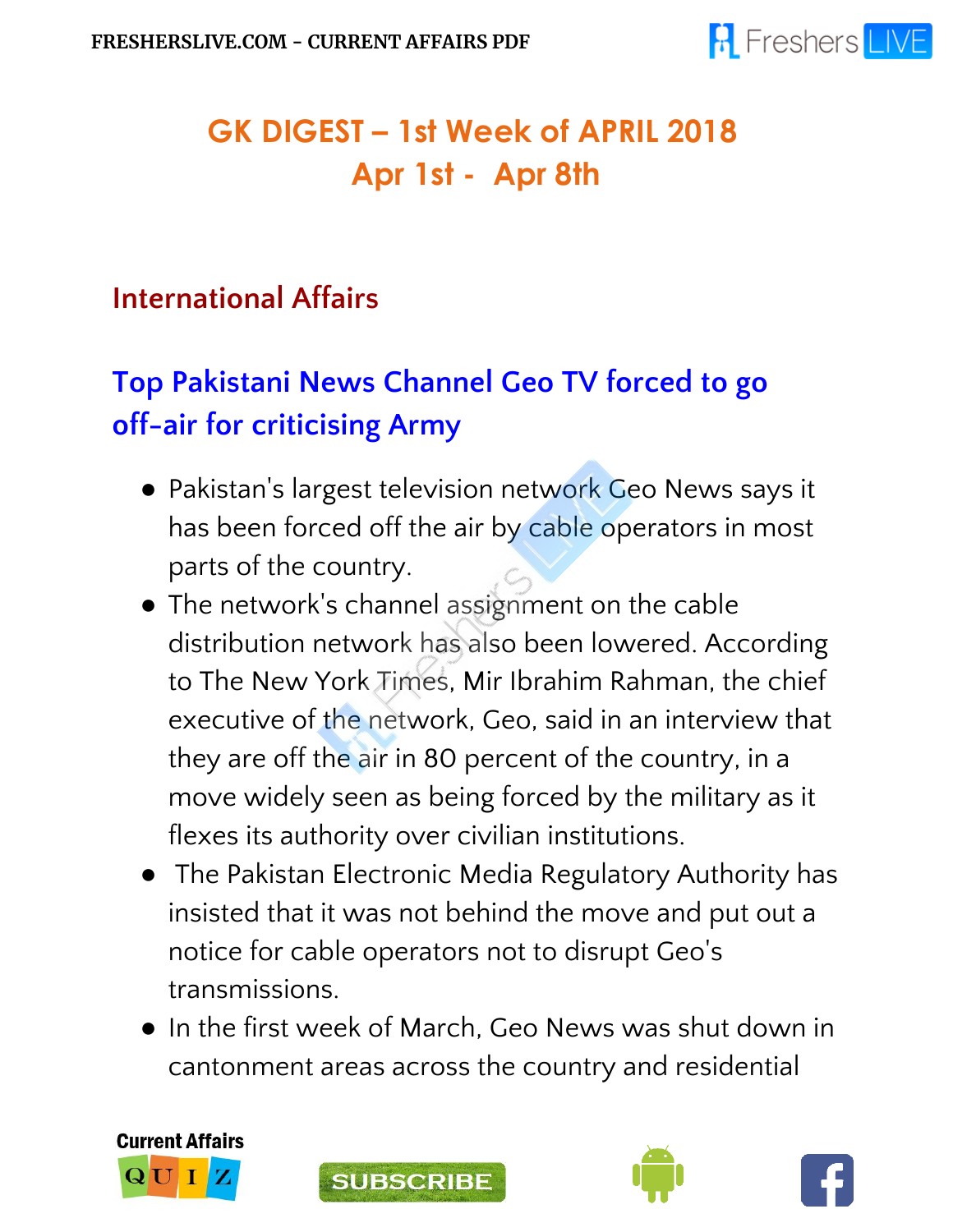# GK DIGEST – 1st Week of APRIL 2018
# Apr 1st - Apr 8th

## International Affairs

### Top Pakistani News Channel Geo TV forced to go off-air for criticising Army

- Pakistan's largest television network Geo News says it has been forced off the air by cable operators in most parts of the country.
- The network's channel assignment on the cable distribution network has also been lowered. According to The New York Times, Mir Ibrahim Rahman, the chief executive of the network, Geo, said in an interview that they are off the air in 80 percent of the country, in a move widely seen as being forced by the military as it flexes its authority over civilian institutions.
- The Pakistan Electronic Media Regulatory Authority has insisted that it was not behind the move and put out a notice for cable operators not to disrupt Geo's transmissions.
- In the first week of March, Geo News was shut down in cantonment areas across the country and residential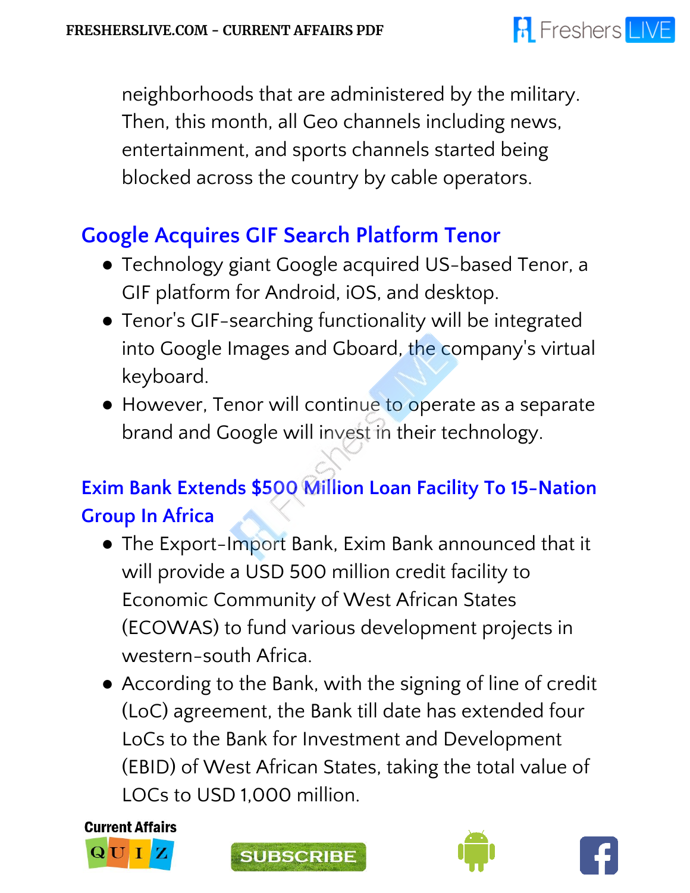neighborhoods that are administered by the military. Then, this month, all Geo channels including news, entertainment, and sports channels started being blocked across the country by cable operators.

## Google Acquires GIF Search Platform Tenor

- Technology giant Google acquired US-based Tenor, a GIF platform for Android, iOS, and desktop.
- Tenor's GIF-searching functionality will be integrated into Google Images and Gboard, the company's virtual keyboard.
- However, Tenor will continue to operate as a separate brand and Google will invest in their technology.

## Exim Bank Extends $500 Million Loan Facility To 15-Nation Group In Africa

- The Export-Import Bank, Exim Bank announced that it will provide a USD 500 million credit facility to Economic Community of West African States (ECOWAS) to fund various development projects in western-south Africa.
- According to the Bank, with the signing of line of credit (LoC) agreement, the Bank till date has extended four LoCs to the Bank for Investment and Development (EBID) of West African States, taking the total value of LOCs to USD 1,000 million.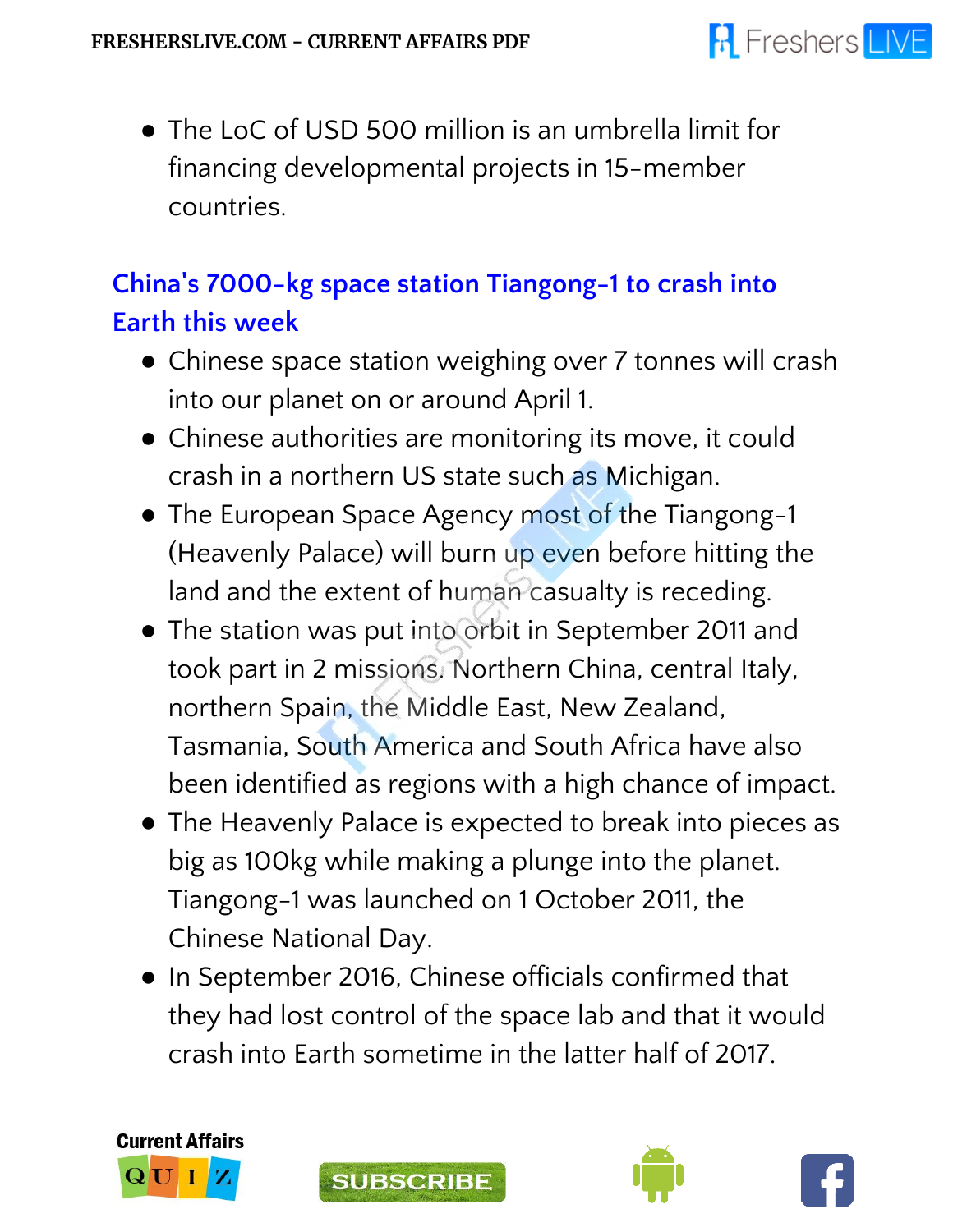- The LoC of USD 500 million is an umbrella limit for financing developmental projects in 15-member countries.

## China's 7000-kg space station Tiangong-1 to crash into Earth this week

- Chinese space station weighing over 7 tonnes will crash into our planet on or around April 1.
- Chinese authorities are monitoring its move, it could crash in a northern US state such as Michigan.
- The European Space Agency most of the Tiangong-1 (Heavenly Palace) will burn up even before hitting the land and the extent of human casualty is receding.
- The station was put into orbit in September 2011 and took part in 2 missions. Northern China, central Italy, northern Spain, the Middle East, New Zealand, Tasmania, South America and South Africa have also been identified as regions with a high chance of impact.
- The Heavenly Palace is expected to break into pieces as big as 100kg while making a plunge into the planet. Tiangong-1 was launched on 1 October 2011, the Chinese National Day.
- In September 2016, Chinese officials confirmed that they had lost control of the space lab and that it would crash into Earth sometime in the latter half of 2017.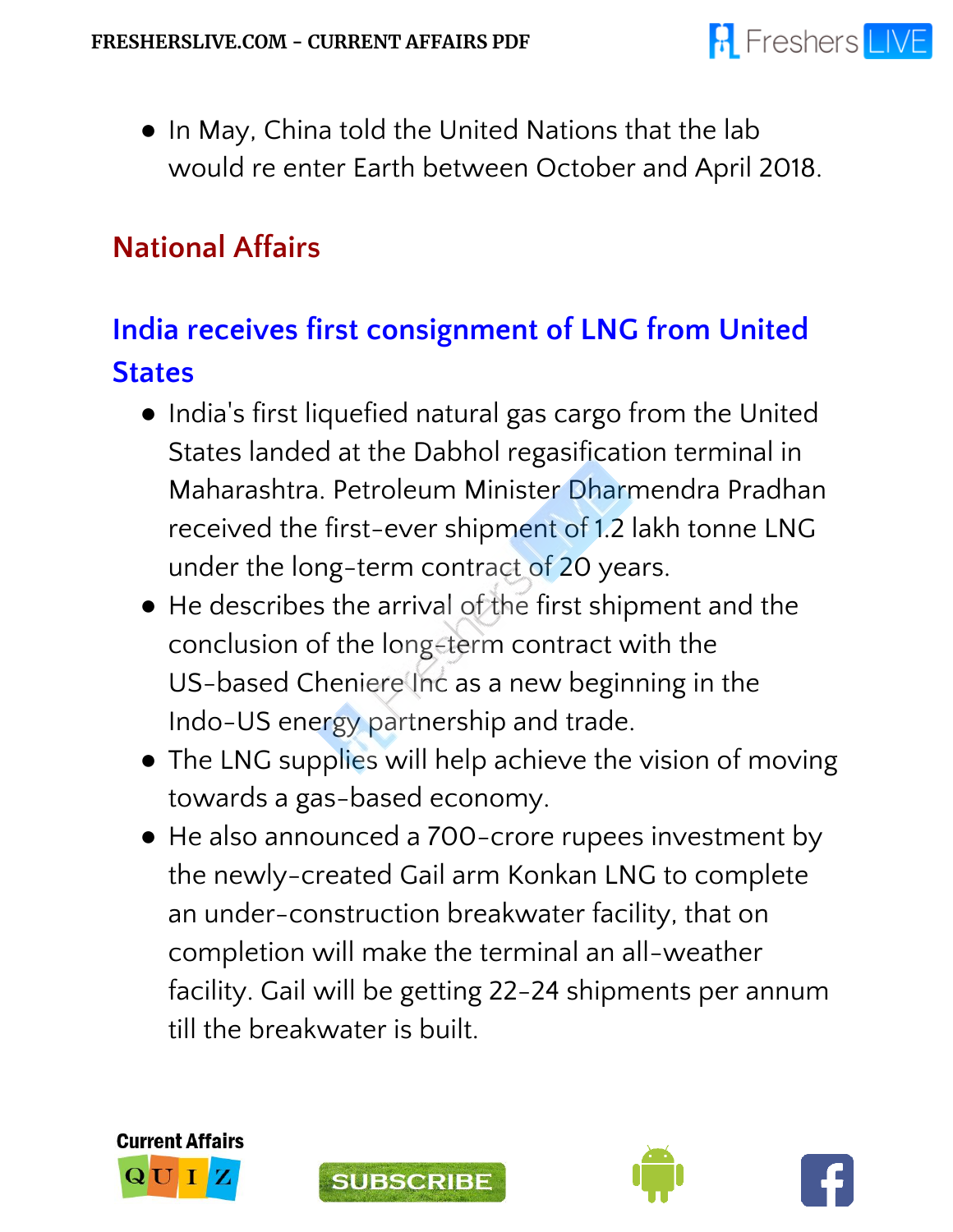- In May, China told the United Nations that the lab would re enter Earth between October and April 2018.

## National Affairs

### India receives first consignment of LNG from United States

- India's first liquefied natural gas cargo from the United States landed at the Dabhol regasification terminal in Maharashtra. Petroleum Minister Dharmendra Pradhan received the first-ever shipment of 1.2 lakh tonne LNG under the long-term contract of 20 years.
- He describes the arrival of the first shipment and the conclusion of the long-term contract with the US-based Cheniere Inc as a new beginning in the Indo-US energy partnership and trade.
- The LNG supplies will help achieve the vision of moving towards a gas-based economy.
- He also announced a 700-crore rupees investment by the newly-created Gail arm Konkan LNG to complete an under-construction breakwater facility, that on completion will make the terminal an all-weather facility. Gail will be getting 22-24 shipments per annum till the breakwater is built.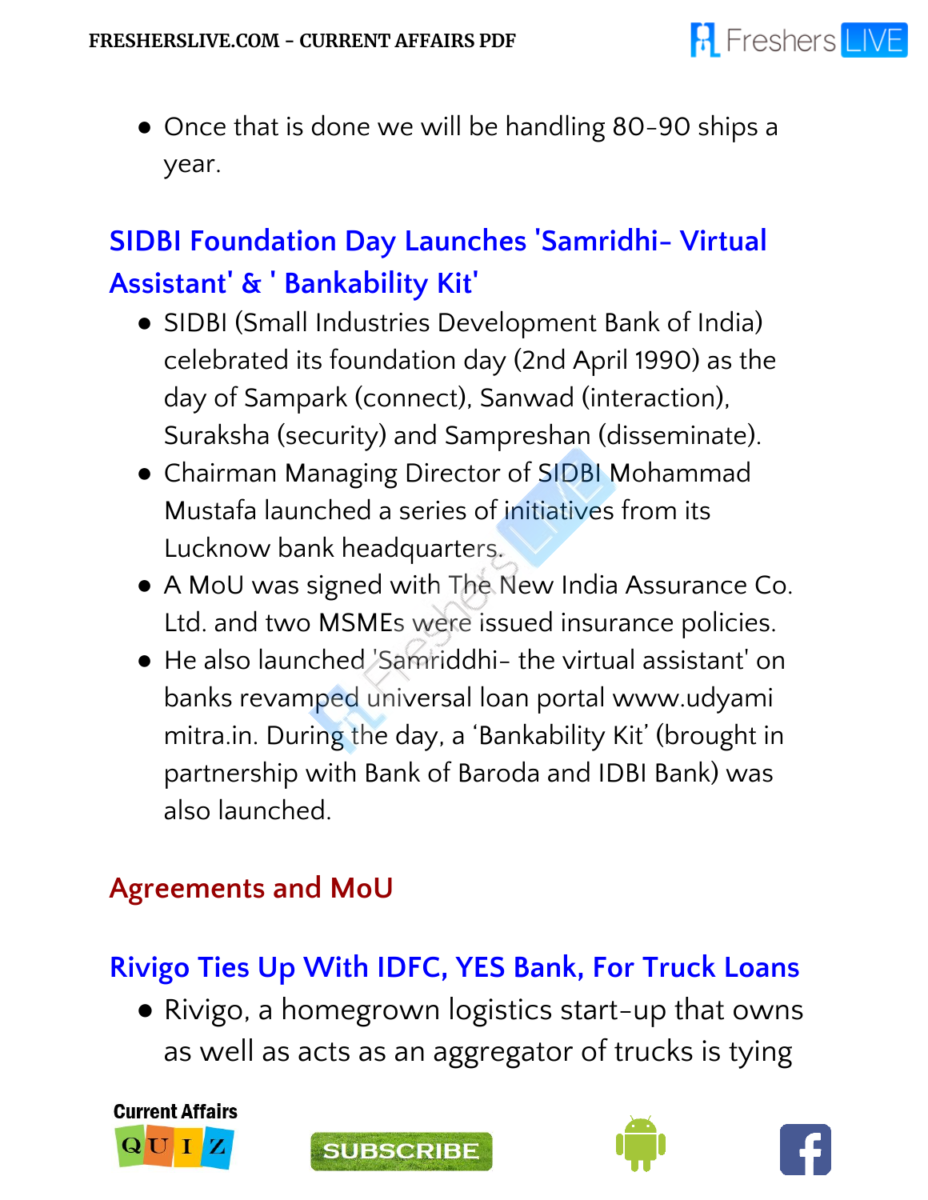- Once that is done we will be handling 80-90 ships a year.

### SIDBI Foundation Day Launches 'Samridhi- Virtual Assistant' & ' Bankability Kit'

- SIDBI (Small Industries Development Bank of India) celebrated its foundation day (2nd April 1990) as the day of Sampark (connect), Sanwad (interaction), Suraksha (security) and Sampreshan (disseminate).
- Chairman Managing Director of SIDBI Mohammad Mustafa launched a series of initiatives from its Lucknow bank headquarters.
- A MoU was signed with The New India Assurance Co. Ltd. and two MSMEs were issued insurance policies.
- He also launched 'Samriddhi- the virtual assistant' on banks revamped universal loan portal www.udyami mitra.in. During the day, a 'Bankability Kit' (brought in partnership with Bank of Baroda and IDBI Bank) was also launched.

## Agreements and MoU

### Rivigo Ties Up With IDFC, YES Bank, For Truck Loans

- Rivigo, a homegrown logistics start-up that owns as well as acts as an aggregator of trucks is tying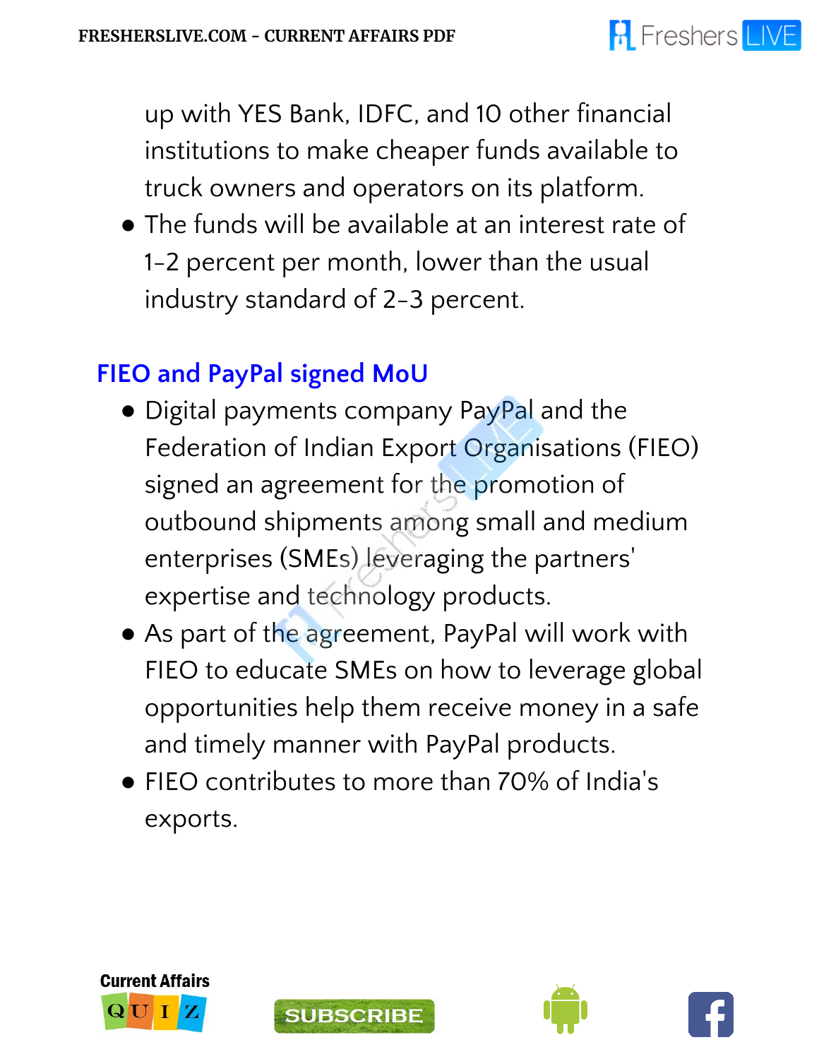up with YES Bank, IDFC, and 10 other financial institutions to make cheaper funds available to truck owners and operators on its platform.

- The funds will be available at an interest rate of 1-2 percent per month, lower than the usual industry standard of 2-3 percent.

## FIEO and PayPal signed MoU

- Digital payments company PayPal and the Federation of Indian Export Organisations (FIEO) signed an agreement for the promotion of outbound shipments among small and medium enterprises (SMEs) leveraging the partners' expertise and technology products.
- As part of the agreement, PayPal will work with FIEO to educate SMEs on how to leverage global opportunities help them receive money in a safe and timely manner with PayPal products.
- FIEO contributes to more than 70% of India's exports.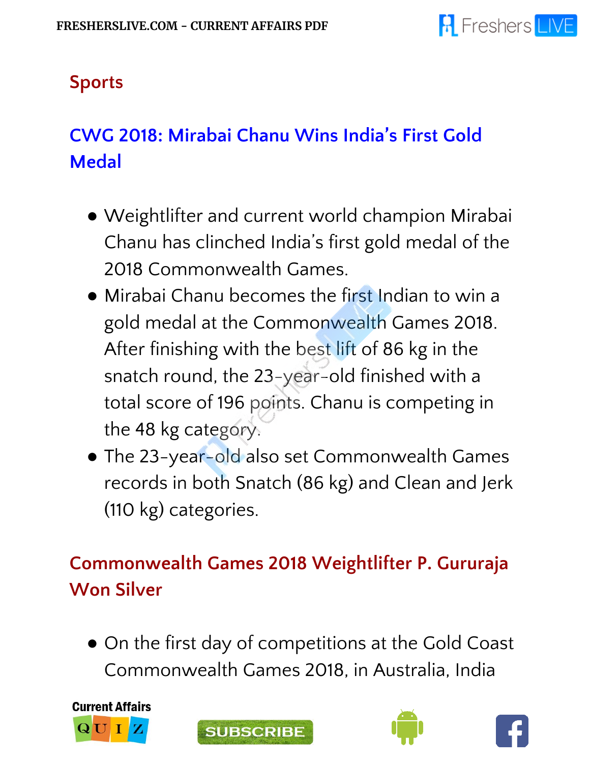## Sports

### CWG 2018: Mirabai Chanu Wins India's First Gold Medal

- Weightlifter and current world champion Mirabai Chanu has clinched India's first gold medal of the 2018 Commonwealth Games.
- Mirabai Chanu becomes the first Indian to win a gold medal at the Commonwealth Games 2018. After finishing with the best lift of 86 kg in the snatch round, the 23-year-old finished with a total score of 196 points. Chanu is competing in the 48 kg category.
- The 23-year-old also set Commonwealth Games records in both Snatch (86 kg) and Clean and Jerk (110 kg) categories.

### Commonwealth Games 2018 Weightlifter P. Gururaja Won Silver

- On the first day of competitions at the Gold Coast Commonwealth Games 2018, in Australia, India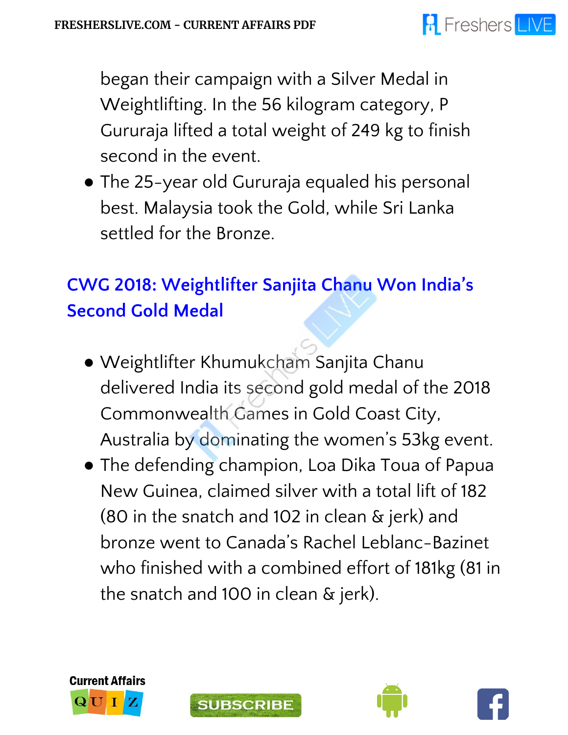began their campaign with a Silver Medal in Weightlifting. In the 56 kilogram category, P Gururaja lifted a total weight of 249 kg to finish second in the event.

- The 25-year old Gururaja equaled his personal best. Malaysia took the Gold, while Sri Lanka settled for the Bronze.

## CWG 2018: Weightlifter Sanjita Chanu Won India's Second Gold Medal

- Weightlifter Khumukcham Sanjita Chanu delivered India its second gold medal of the 2018 Commonwealth Games in Gold Coast City, Australia by dominating the women's 53kg event.
- The defending champion, Loa Dika Toua of Papua New Guinea, claimed silver with a total lift of 182 (80 in the snatch and 102 in clean & jerk) and bronze went to Canada's Rachel Leblanc-Bazinet who finished with a combined effort of 181kg (81 in the snatch and 100 in clean & jerk).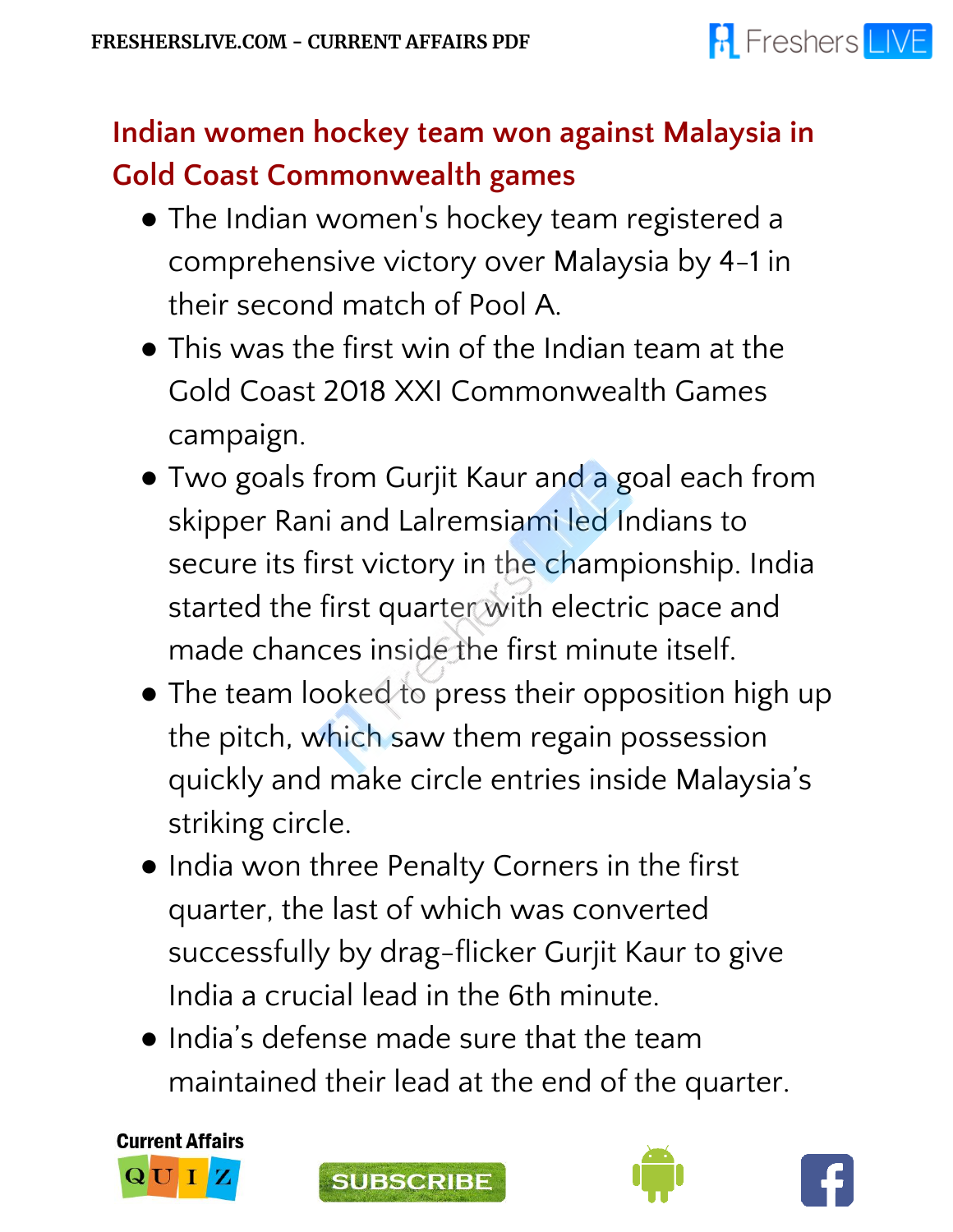## Indian women hockey team won against Malaysia in Gold Coast Commonwealth games

- The Indian women's hockey team registered a comprehensive victory over Malaysia by 4-1 in their second match of Pool A.
- This was the first win of the Indian team at the Gold Coast 2018 XXI Commonwealth Games campaign.
- Two goals from Gurjit Kaur and a goal each from skipper Rani and Lalremsiami led Indians to secure its first victory in the championship. India started the first quarter with electric pace and made chances inside the first minute itself.
- The team looked to press their opposition high up the pitch, which saw them regain possession quickly and make circle entries inside Malaysia's striking circle.
- India won three Penalty Corners in the first quarter, the last of which was converted successfully by drag-flicker Gurjit Kaur to give India a crucial lead in the 6th minute.
- India's defense made sure that the team maintained their lead at the end of the quarter.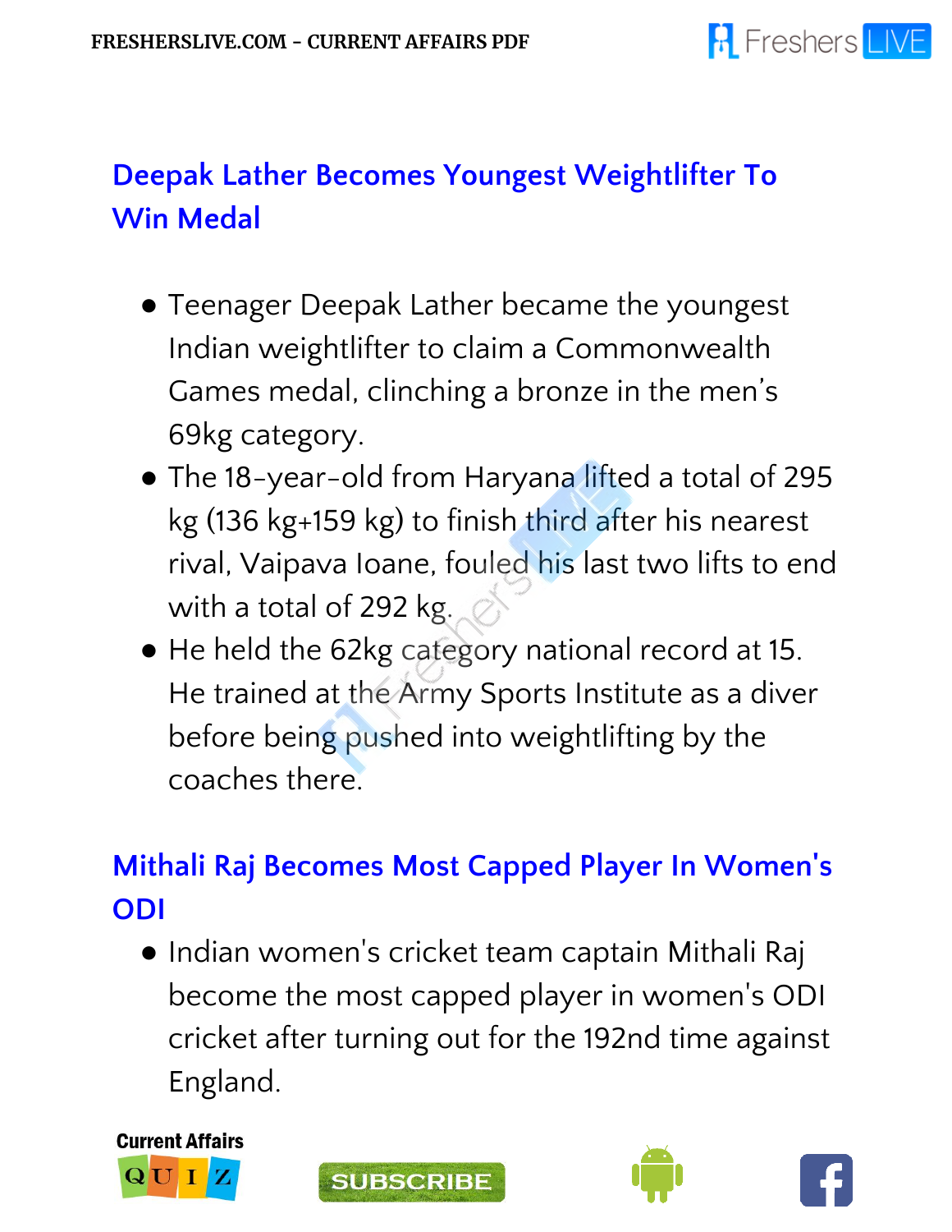## Deepak Lather Becomes Youngest Weightlifter To Win Medal

- Teenager Deepak Lather became the youngest Indian weightlifter to claim a Commonwealth Games medal, clinching a bronze in the men's 69kg category.
- The 18-year-old from Haryana lifted a total of 295 kg (136 kg+159 kg) to finish third after his nearest rival, Vaipava Ioane, fouled his last two lifts to end with a total of 292 kg.
- He held the 62kg category national record at 15. He trained at the Army Sports Institute as a diver before being pushed into weightlifting by the coaches there.

## Mithali Raj Becomes Most Capped Player In Women's ODI

- Indian women's cricket team captain Mithali Raj become the most capped player in women's ODI cricket after turning out for the 192nd time against England.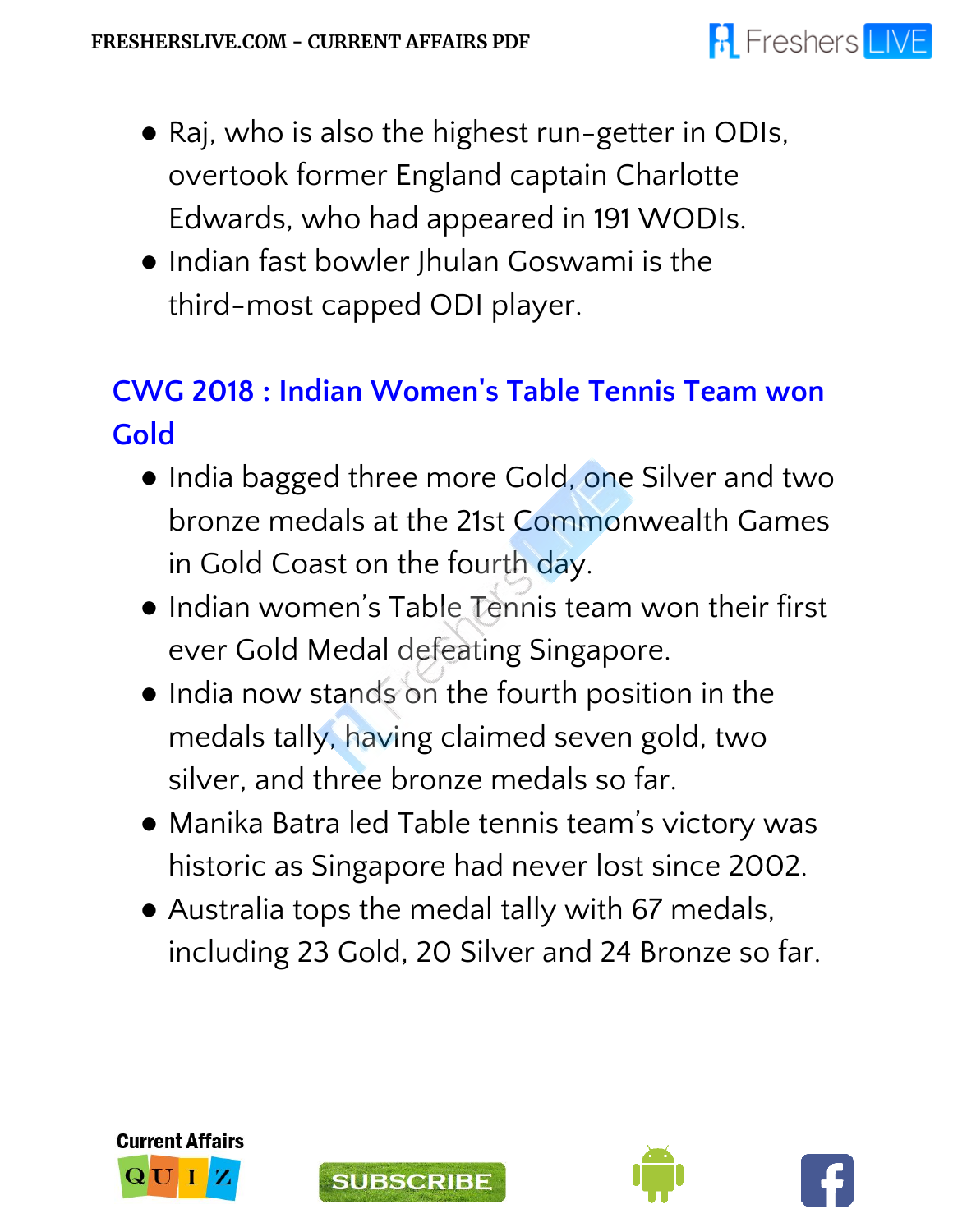- Raj, who is also the highest run-getter in ODIs, overtook former England captain Charlotte Edwards, who had appeared in 191 WODIs.
- Indian fast bowler Jhulan Goswami is the third-most capped ODI player.

## CWG 2018 : Indian Women's Table Tennis Team won Gold

- India bagged three more Gold, one Silver and two bronze medals at the 21st Commonwealth Games in Gold Coast on the fourth day.
- Indian women's Table Tennis team won their first ever Gold Medal defeating Singapore.
- India now stands on the fourth position in the medals tally, having claimed seven gold, two silver, and three bronze medals so far.
- Manika Batra led Table tennis team's victory was historic as Singapore had never lost since 2002.
- Australia tops the medal tally with 67 medals, including 23 Gold, 20 Silver and 24 Bronze so far.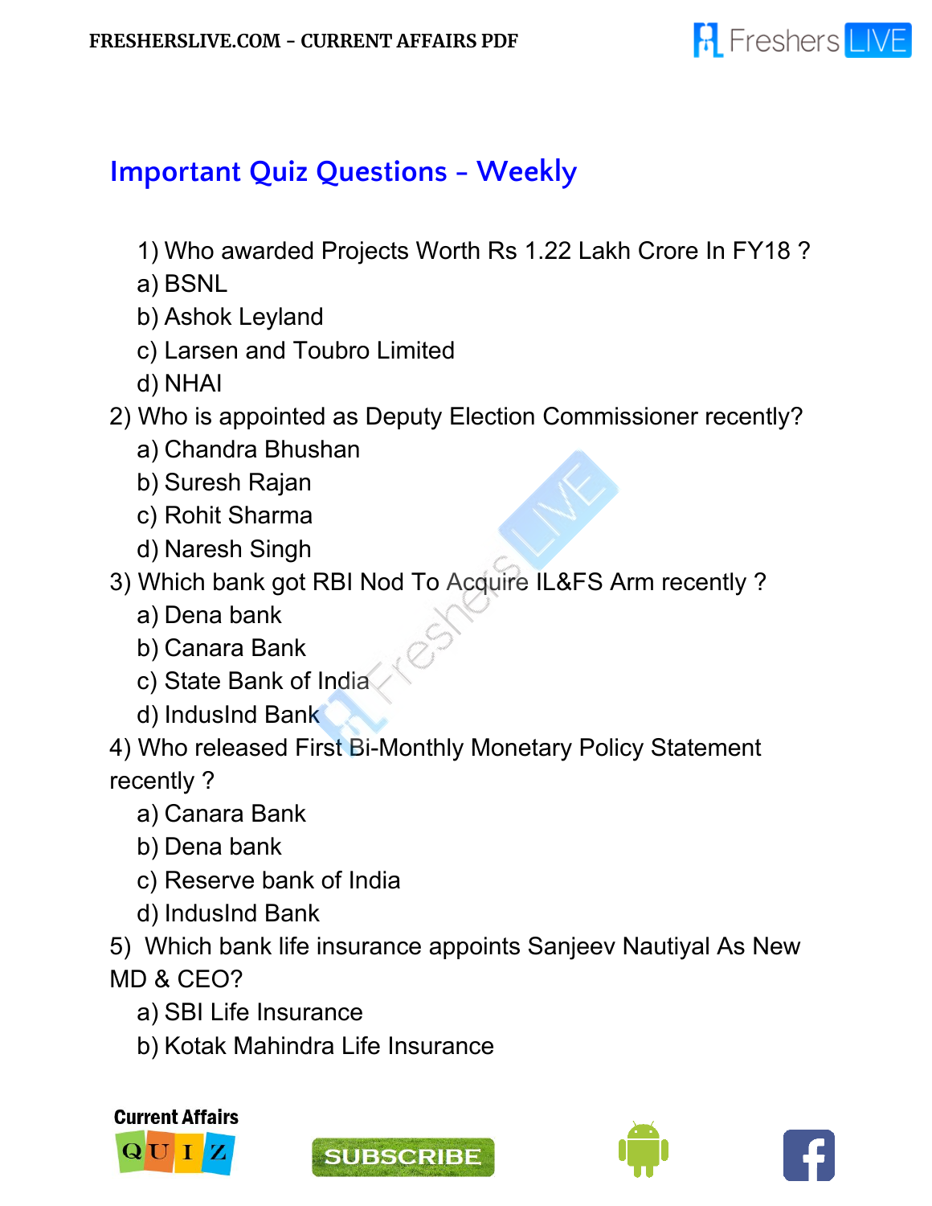## Important Quiz Questions - Weekly

1) Who awarded Projects Worth Rs 1.22 Lakh Crore In FY18 ?
   a) BSNL
   b) Ashok Leyland
   c) Larsen and Toubro Limited
   d) NHAI

2) Who is appointed as Deputy Election Commissioner recently?
   a) Chandra Bhushan
   b) Suresh Rajan
   c) Rohit Sharma
   d) Naresh Singh

3) Which bank got RBI Nod To Acquire IL&FS Arm recently ?
   a) Dena bank
   b) Canara Bank
   c) State Bank of India
   d) IndusInd Bank

4) Who released First Bi-Monthly Monetary Policy Statement recently ?
   a) Canara Bank
   b) Dena bank
   c) Reserve bank of India
   d) IndusInd Bank

5) Which bank life insurance appoints Sanjeev Nautiyal As New MD & CEO?
   a) SBI Life Insurance
   b) Kotak Mahindra Life Insurance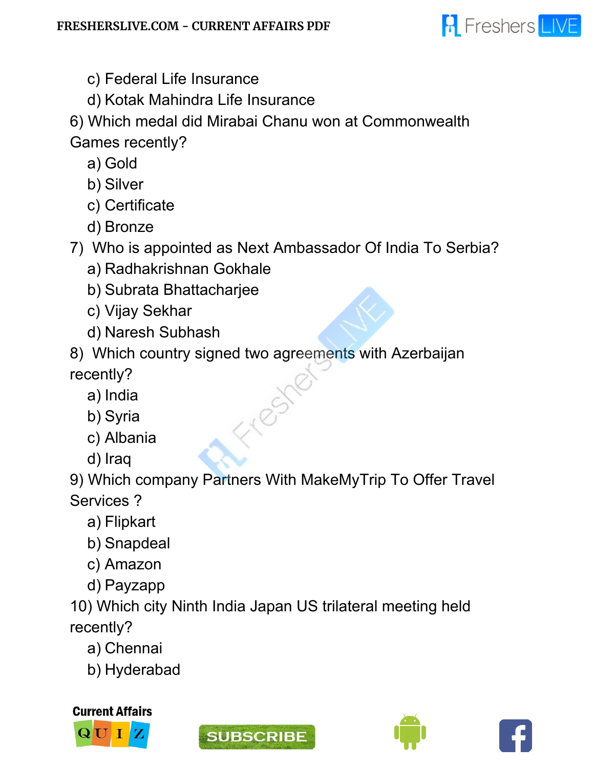c) Federal Life Insurance
d) Kotak Mahindra Life Insurance

6) Which medal did Mirabai Chanu won at Commonwealth Games recently?
a) Gold
b) Silver
c) Certificate
d) Bronze

7) Who is appointed as Next Ambassador Of India To Serbia?
a) Radhakrishnan Gokhale
b) Subrata Bhattacharjee
c) Vijay Sekhar
d) Naresh Subhash

8) Which country signed two agreements with Azerbaijan recently?
a) India
b) Syria
c) Albania
d) Iraq

9) Which company Partners With MakeMyTrip To Offer Travel Services ?
a) Flipkart
b) Snapdeal
c) Amazon
d) Payzapp

10) Which city Ninth India Japan US trilateral meeting held recently?
a) Chennai
b) Hyderabad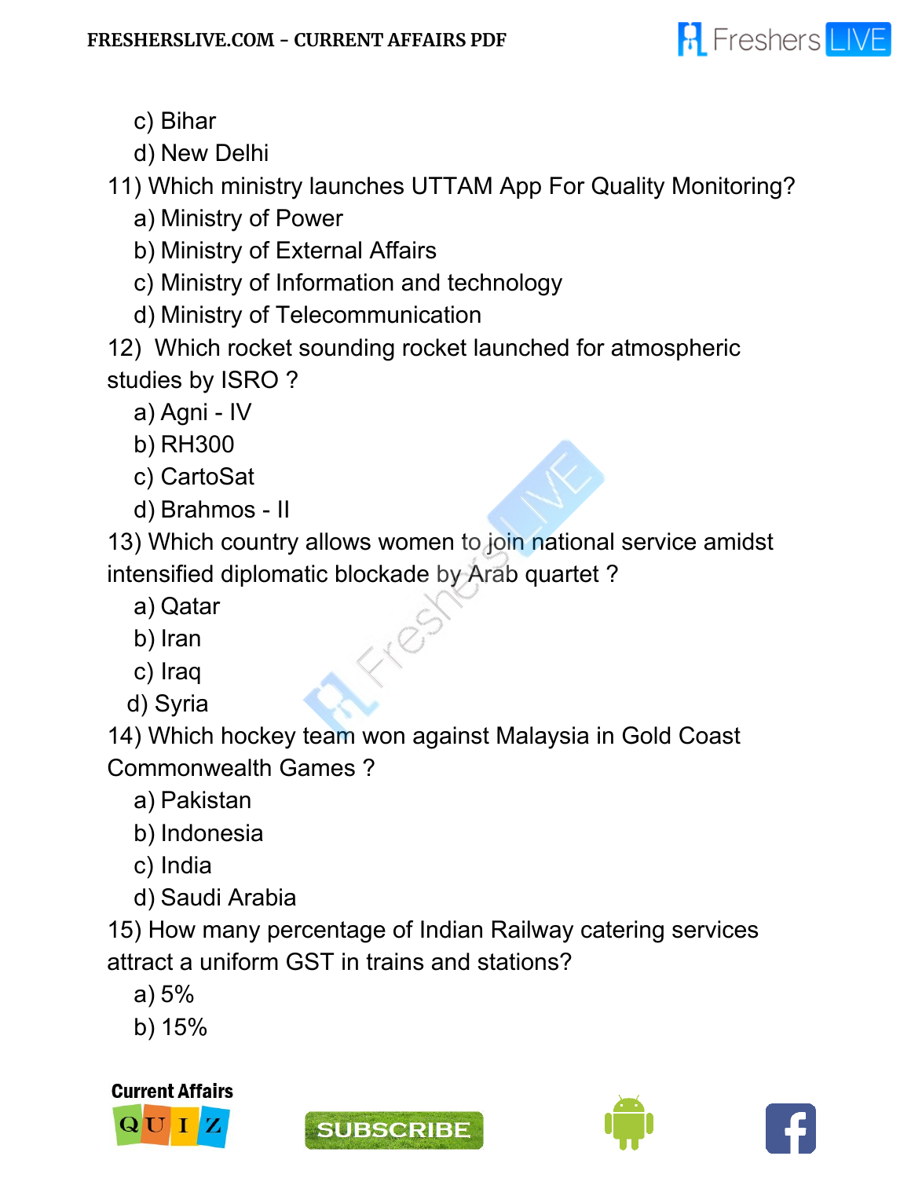c) Bihar
d) New Delhi

11) Which ministry launches UTTAM App For Quality Monitoring?
a) Ministry of Power
b) Ministry of External Affairs
c) Ministry of Information and technology
d) Ministry of Telecommunication

12) Which rocket sounding rocket launched for atmospheric studies by ISRO ?
a) Agni - IV
b) RH300
c) CartoSat
d) Brahmos - II

13) Which country allows women to join national service amidst intensified diplomatic blockade by Arab quartet ?
a) Qatar
b) Iran
c) Iraq
d) Syria

14) Which hockey team won against Malaysia in Gold Coast Commonwealth Games ?
a) Pakistan
b) Indonesia
c) India
d) Saudi Arabia

15) How many percentage of Indian Railway catering services attract a uniform GST in trains and stations?
a) 5%
b) 15%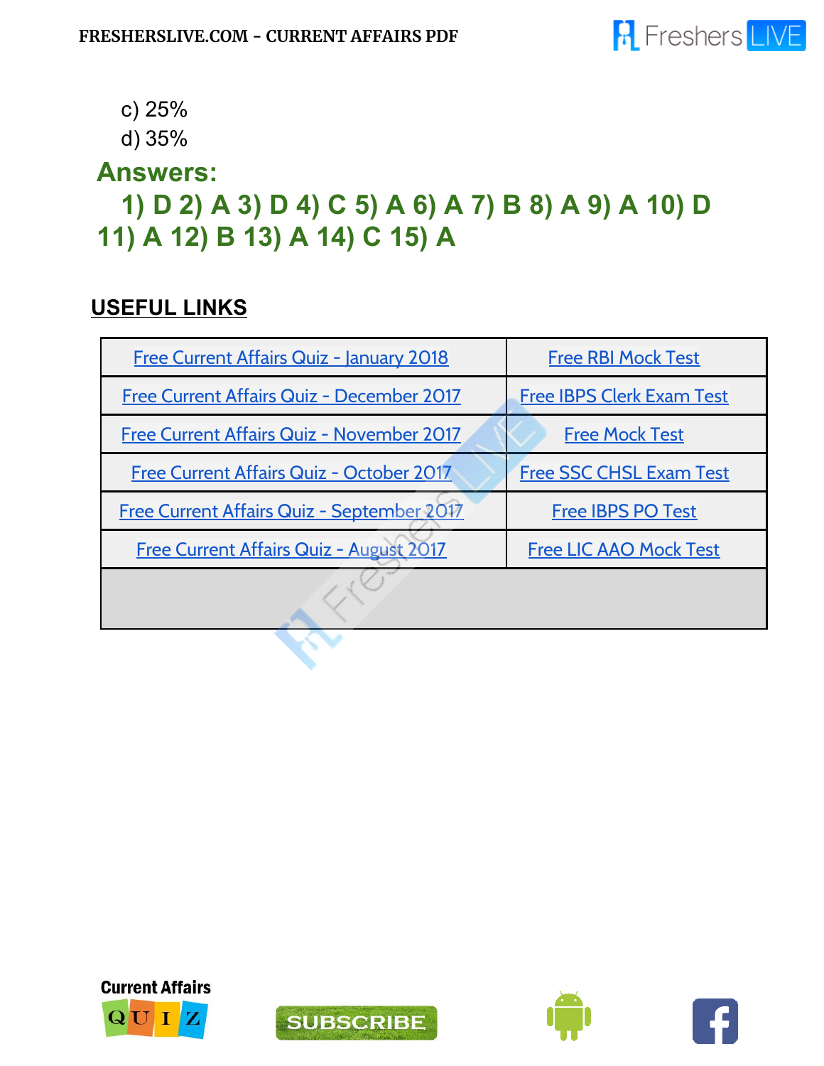c) 25%
d) 35%

## Answers:

1) D 2) A 3) D 4) C 5) A 6) A 7) B 8) A 9) A 10) D
11) A 12) B 13) A 14) C 15) A

## USEFUL LINKS

| | |
|---|---|
| Free Current Affairs Quiz - January 2018 | Free RBI Mock Test |
| Free Current Affairs Quiz - December 2017 | Free IBPS Clerk Exam Test |
| Free Current Affairs Quiz - November 2017 | Free Mock Test |
| Free Current Affairs Quiz - October 2017 | Free SSC CHSL Exam Test |
| Free Current Affairs Quiz - September 2017 | Free IBPS PO Test |
| Free Current Affairs Quiz - August 2017 | Free LIC AAO Mock Test |
| | |

Current Affairs QUIZ

SUBSCRIBE